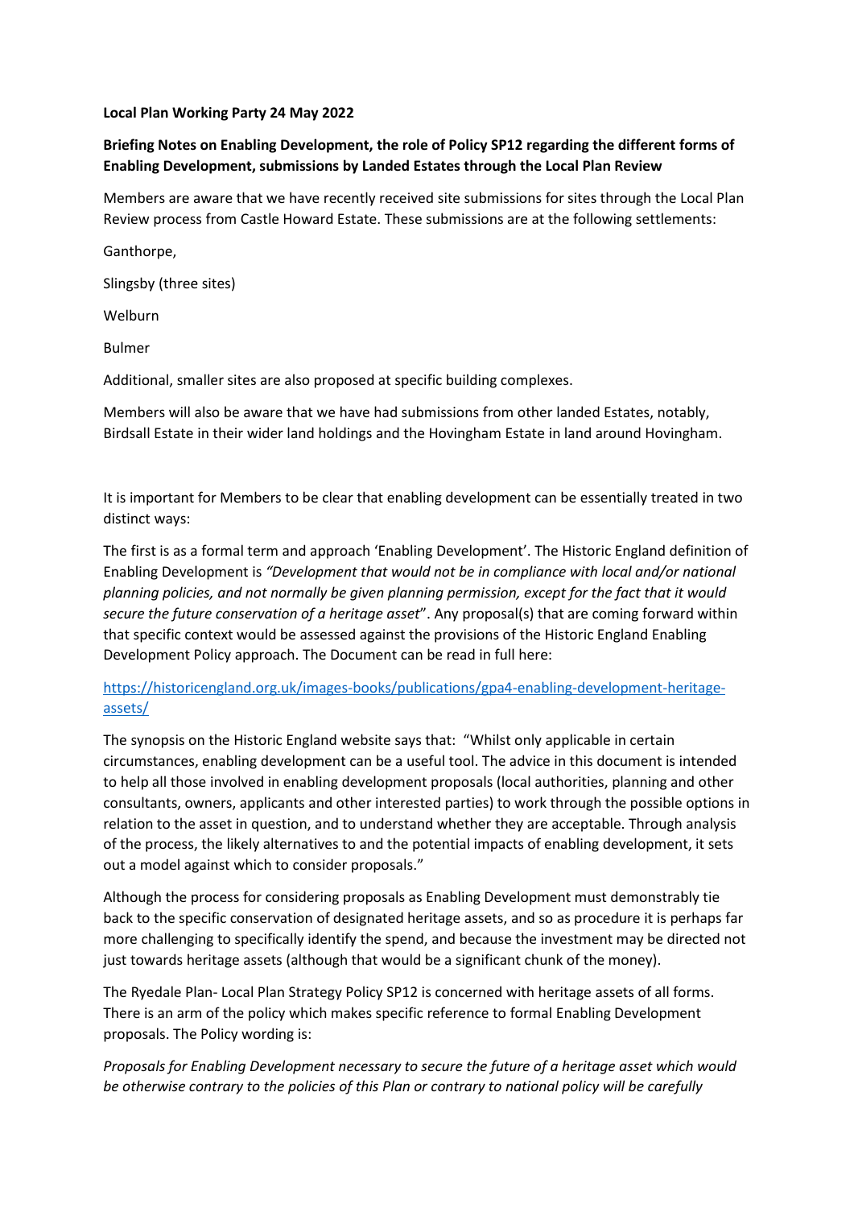**Local Plan Working Party 24 May 2022**

**Briefing Notes on Enabling Development, the role of Policy SP12 regarding the different forms of Enabling Development, submissions by Landed Estates through the Local Plan Review**

Members are aware that we have recently received site submissions for sites through the Local Plan Review process from Castle Howard Estate. These submissions are at the following settlements:

Ganthorpe,

Slingsby (three sites)

Welburn

Bulmer

Additional, smaller sites are also proposed at specific building complexes.

Members will also be aware that we have had submissions from other landed Estates, notably, Birdsall Estate in their wider land holdings and the Hovingham Estate in land around Hovingham.

It is important for Members to be clear that enabling development can be essentially treated in two distinct ways:

The first is as a formal term and approach 'Enabling Development'. The Historic England definition of Enabling Development is *"Development that would not be in compliance with local and/or national planning policies, and not normally be given planning permission, except for the fact that it would secure the future conservation of a heritage asset*". Any proposal(s) that are coming forward within that specific context would be assessed against the provisions of the Historic England Enabling Development Policy approach. The Document can be read in full here:

[https://historicengland.org.uk/images-books/publications/gpa4-enabling-development-heritage-assets/](https://historicengland.org.uk/images-books/publications/gpa4-enabling-development-heritage-assets/)

The synopsis on the Historic England website says that: "Whilst only applicable in certain circumstances, enabling development can be a useful tool. The advice in this document is intended to help all those involved in enabling development proposals (local authorities, planning and other consultants, owners, applicants and other interested parties) to work through the possible options in relation to the asset in question, and to understand whether they are acceptable. Through analysis of the process, the likely alternatives to and the potential impacts of enabling development, it sets out a model against which to consider proposals."

Although the process for considering proposals as Enabling Development must demonstrably tie back to the specific conservation of designated heritage assets, and so as procedure it is perhaps far more challenging to specifically identify the spend, and because the investment may be directed not just towards heritage assets (although that would be a significant chunk of the money).

The Ryedale Plan- Local Plan Strategy Policy SP12 is concerned with heritage assets of all forms. There is an arm of the policy which makes specific reference to formal Enabling Development proposals. The Policy wording is:

*Proposals for Enabling Development necessary to secure the future of a heritage asset which would be otherwise contrary to the policies of this Plan or contrary to national policy will be carefully*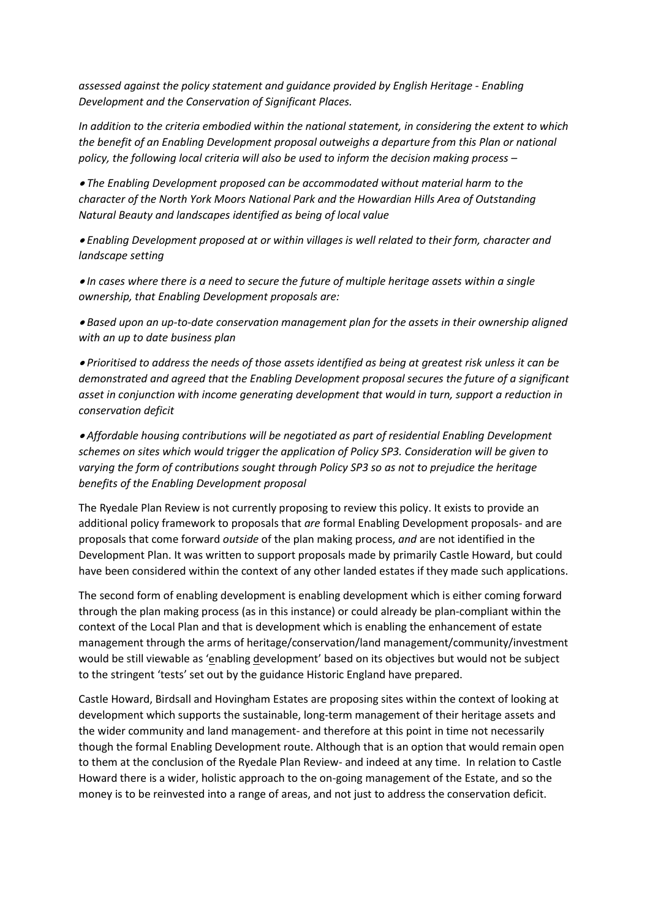*assessed against the policy statement and guidance provided by English Heritage - Enabling Development and the Conservation of Significant Places.*

*In addition to the criteria embodied within the national statement, in considering the extent to which the benefit of an Enabling Development proposal outweighs a departure from this Plan or national policy, the following local criteria will also be used to inform the decision making process –*

- *The Enabling Development proposed can be accommodated without material harm to the character of the North York Moors National Park and the Howardian Hills Area of Outstanding Natural Beauty and landscapes identified as being of local value*
- *Enabling Development proposed at or within villages is well related to their form, character and landscape setting*
- *In cases where there is a need to secure the future of multiple heritage assets within a single ownership, that Enabling Development proposals are:*
- *Based upon an up-to-date conservation management plan for the assets in their ownership aligned with an up to date business plan*
- *Prioritised to address the needs of those assets identified as being at greatest risk unless it can be demonstrated and agreed that the Enabling Development proposal secures the future of a significant asset in conjunction with income generating development that would in turn, support a reduction in conservation deficit*
- *Affordable housing contributions will be negotiated as part of residential Enabling Development schemes on sites which would trigger the application of Policy SP3. Consideration will be given to varying the form of contributions sought through Policy SP3 so as not to prejudice the heritage benefits of the Enabling Development proposal*

The Ryedale Plan Review is not currently proposing to review this policy. It exists to provide an additional policy framework to proposals that *are* formal Enabling Development proposals- and are proposals that come forward *outside* of the plan making process, *and* are not identified in the Development Plan. It was written to support proposals made by primarily Castle Howard, but could have been considered within the context of any other landed estates if they made such applications.

The second form of enabling development is enabling development which is either coming forward through the plan making process (as in this instance) or could already be plan-compliant within the context of the Local Plan and that is development which is enabling the enhancement of estate management through the arms of heritage/conservation/land management/community/investment would be still viewable as 'enabling development' based on its objectives but would not be subject to the stringent 'tests' set out by the guidance Historic England have prepared.

Castle Howard, Birdsall and Hovingham Estates are proposing sites within the context of looking at development which supports the sustainable, long-term management of their heritage assets and the wider community and land management- and therefore at this point in time not necessarily though the formal Enabling Development route. Although that is an option that would remain open to them at the conclusion of the Ryedale Plan Review- and indeed at any time. In relation to Castle Howard there is a wider, holistic approach to the on-going management of the Estate, and so the money is to be reinvested into a range of areas, and not just to address the conservation deficit.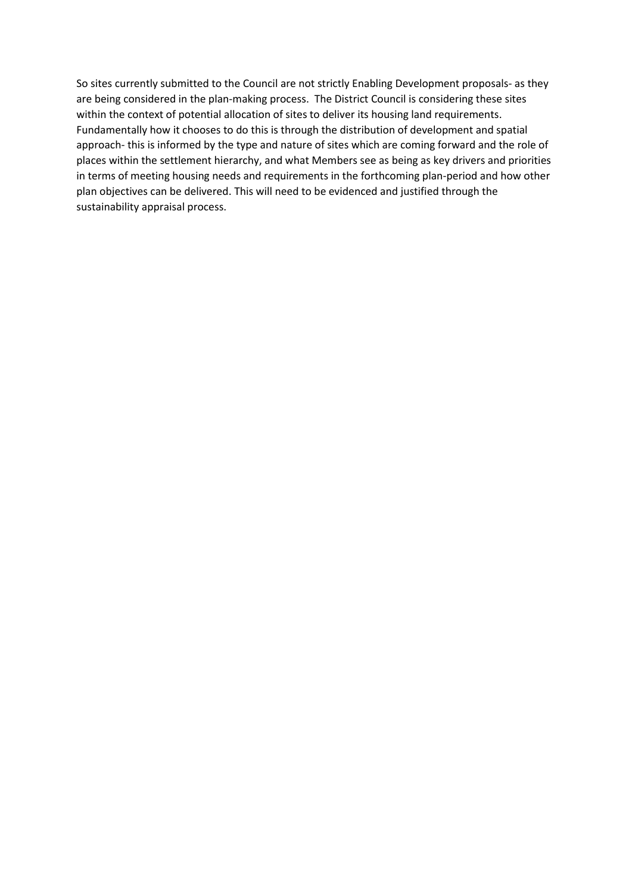So sites currently submitted to the Council are not strictly Enabling Development proposals- as they are being considered in the plan-making process. The District Council is considering these sites within the context of potential allocation of sites to deliver its housing land requirements. Fundamentally how it chooses to do this is through the distribution of development and spatial approach- this is informed by the type and nature of sites which are coming forward and the role of places within the settlement hierarchy, and what Members see as being as key drivers and priorities in terms of meeting housing needs and requirements in the forthcoming plan-period and how other plan objectives can be delivered. This will need to be evidenced and justified through the sustainability appraisal process.